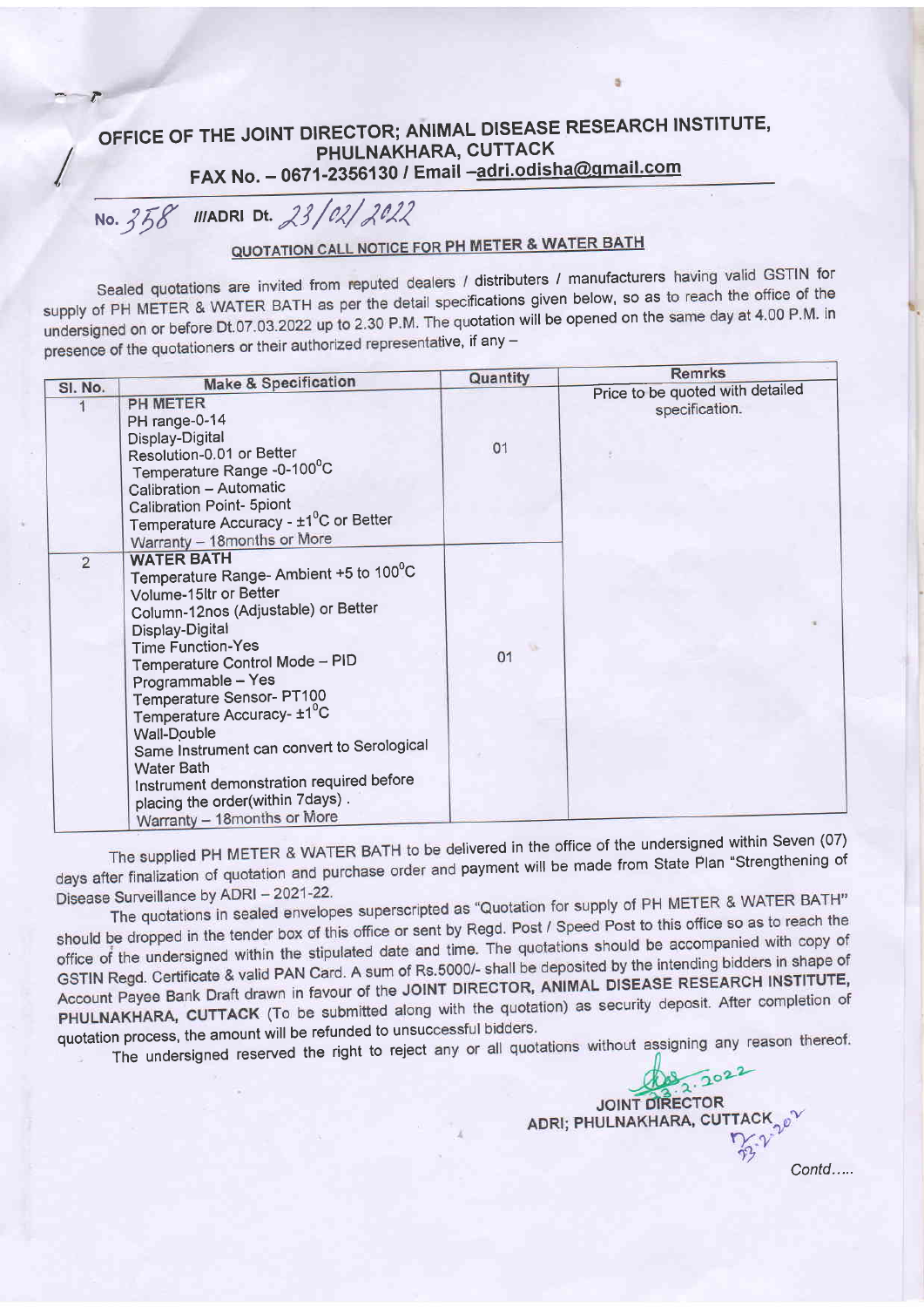# OFFICE OF THE JOINT DIRECTOR; ANIMAL DISEASE RESEARCH INSTITUTE, PHULNAKHARA, CUTTACK

**FAX No. – 0671-2356130 / Email –adri.odisha@gmail.com**

No. 358 ///ADRI Dt. 23/02/2022

## QUOTATION CALL NOTICE FOR PH METER & WATER BATH

Sealed quotations are invited from reputed dealers / distributers / manufacturers having valid GSTIN for supply of PH METER & WATER BATH as per the detail specifications given below, so as to reach the office of the undersigned on or before Dt.07.03.2022 up to 2.30 P.M. The quotation will be opened on the same day at 4.00 P.M. in presence of the quotationers or their authorized representative, if any –

| Sl. No. | Make & Specification | Quantity | Remrks |
|---|---|---|---|
| 1 | **PH METER**<br>PH range-0-14<br>Display-Digital<br>Resolution-0.01 or Better<br>Temperature Range -0-100$^0$C<br>Calibration – Automatic<br>Calibration Point- 5piont<br>Temperature Accuracy - ±1$^0$C or Better<br>Warranty – 18months or More | 01 | Price to be quoted with detailed specification. |
| 2 | **WATER BATH**<br>Temperature Range- Ambient +5 to 100$^0$C<br>Volume-15ltr or Better<br>Column-12nos (Adjustable) or Better<br>Display-Digital<br>Time Function-Yes<br>Temperature Control Mode – PID<br>Programmable – Yes<br>Temperature Sensor- PT100<br>Temperature Accuracy- ±1$^0$C<br>Wall-Double<br>Same Instrument can convert to Serological Water Bath<br>Instrument demonstration required before placing the order(within 7days) .<br>Warranty – 18months or More | 01 | |

The supplied PH METER & WATER BATH to be delivered in the office of the undersigned within Seven (07) days after finalization of quotation and purchase order and payment will be made from State Plan "Strengthening of Disease Surveillance by ADRI – 2021-22.

The quotations in sealed envelopes superscripted as "Quotation for supply of PH METER & WATER BATH" should be dropped in the tender box of this office or sent by Regd. Post / Speed Post to this office so as to reach the office of the undersigned within the stipulated date and time. The quotations should be accompanied with copy of GSTIN Regd. Certificate & valid PAN Card. A sum of Rs.5000/- shall be deposited by the intending bidders in shape of Account Payee Bank Draft drawn in favour of the **JOINT DIRECTOR, ANIMAL DISEASE RESEARCH INSTITUTE, PHULNAKHARA, CUTTACK** (To be submitted along with the quotation) as security deposit. After completion of quotation process, the amount will be refunded to unsuccessful bidders.

The undersigned reserved the right to reject any or all quotations without assigning any reason thereof.

23.2.2022

**JOINT DIRECTOR**
**ADRI; PHULNAKHARA, CUTTACK**

23.2.2022

*Contd.....*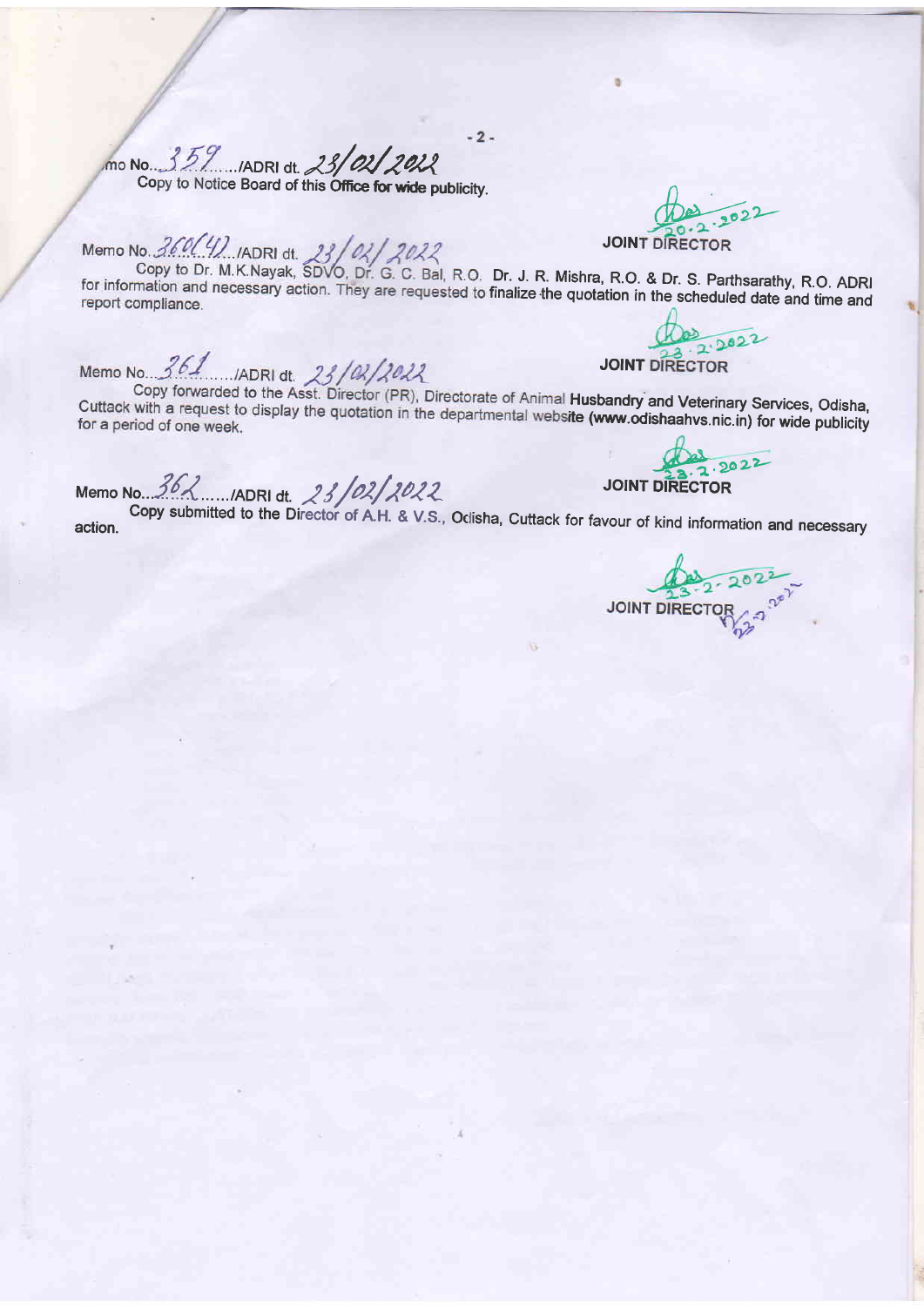Memo No. 359 /ADRI dt. 23/02/2022

Copy to Notice Board of this Office for wide publicity.

20.2.2022
JOINT DIRECTOR

Memo No. 360(4) /ADRI dt. 23/02/2022

Copy to Dr. M.K.Nayak, SDVO, Dr. G. C. Bal, R.O. Dr. J. R. Mishra, R.O. & Dr. S. Parthsarathy, R.O. ADRI for information and necessary action. They are requested to finalize the quotation in the scheduled date and time and report compliance.

23.2.2022
JOINT DIRECTOR

Memo No. 361 /ADRI dt. 23/02/2022

Copy forwarded to the Asst. Director (PR), Directorate of Animal Husbandry and Veterinary Services, Odisha, Cuttack with a request to display the quotation in the departmental website (www.odishaahvs.nic.in) for wide publicity for a period of one week.

23.2.2022
JOINT DIRECTOR

Memo No. 362 /ADRI dt. 23/02/2022

Copy submitted to the Director of A.H. & V.S., Odisha, Cuttack for favour of kind information and necessary action.

23.2.2022
JOINT DIRECTOR